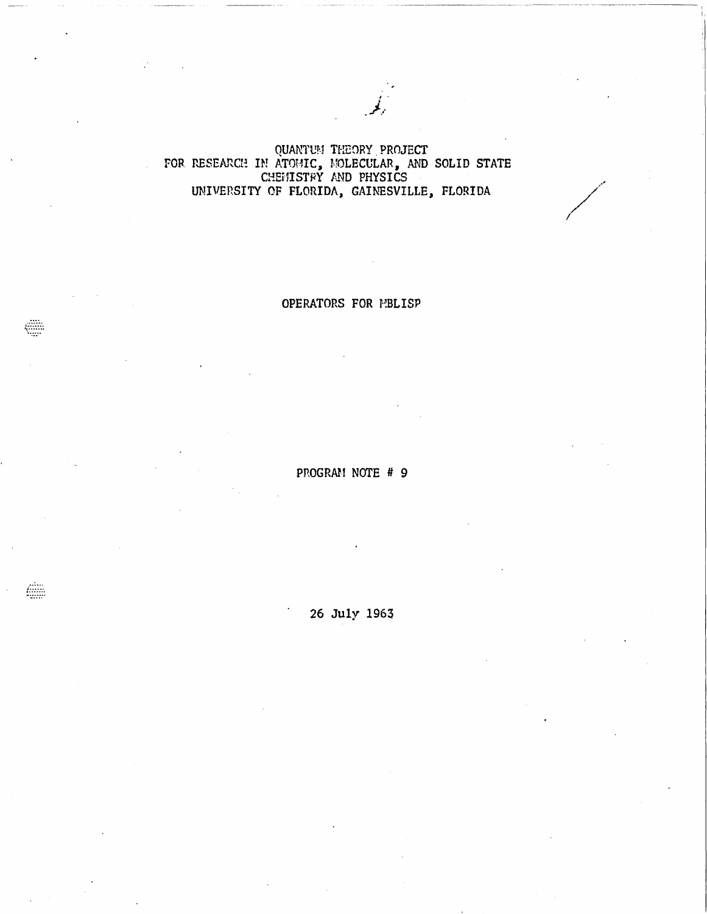QUANTUM THEORY PROJECT
FOR RESEARCH IN ATOMIC, MOLECULAR, AND SOLID STATE
CHEMISTRY AND PHYSICS
UNIVERSITY OF FLORIDA, GAINESVILLE, FLORIDA

# OPERATORS FOR MBLISP

PROGRAM NOTE # 9

26 July 1963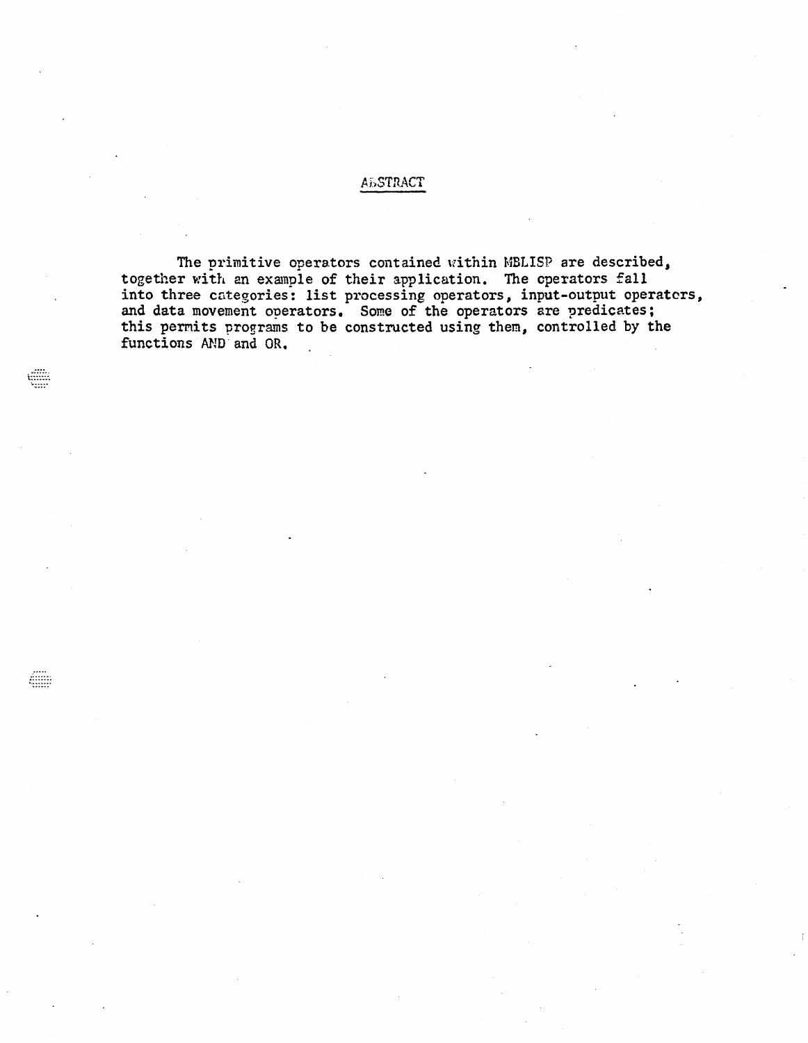# ABSTRACT

The primitive operators contained within MBLISP are described, together with an example of their application. The operators fall into three categories: list processing operators, input-output operators, and data movement operators. Some of the operators are predicates; this permits programs to be constructed using them, controlled by the functions AND and OR.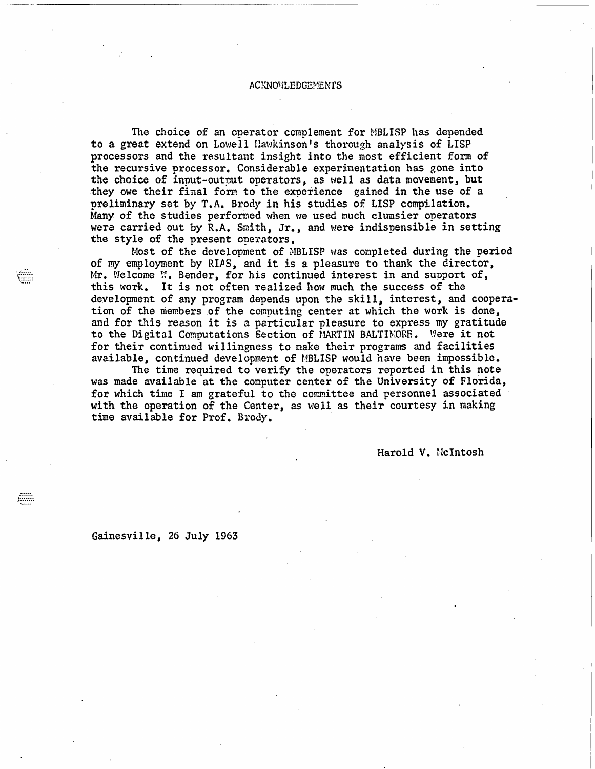# ACKNOWLEDGEMENTS

The choice of an operator complement for MBLISP has depended to a great extend on Lowell Hawkinson's thorough analysis of LISP processors and the resultant insight into the most efficient form of the recursive processor. Considerable experimentation has gone into the choice of input-output operators, as well as data movement, but they owe their final form to the experience gained in the use of a preliminary set by T.A. Brody in his studies of LISP compilation. Many of the studies performed when we used much clumsier operators were carried out by R.A. Smith, Jr., and were indispensible in setting the style of the present operators.

Most of the development of MBLISP was completed during the period of my employment by RIAS, and it is a pleasure to thank the director, Mr. Welcome W. Bender, for his continued interest in and support of, this work. It is not often realized how much the success of the development of any program depends upon the skill, interest, and cooperation of the members of the computing center at which the work is done, and for this reason it is a particular pleasure to express my gratitude to the Digital Computations Section of MARTIN BALTIMORE. Were it not for their continued willingness to make their programs and facilities available, continued development of MBLISP would have been impossible.

The time required to verify the operators reported in this note was made available at the computer center of the University of Florida, for which time I am grateful to the committee and personnel associated with the operation of the Center, as well as their courtesy in making time available for Prof. Brody.

Harold V. McIntosh

Gainesville, 26 July 1963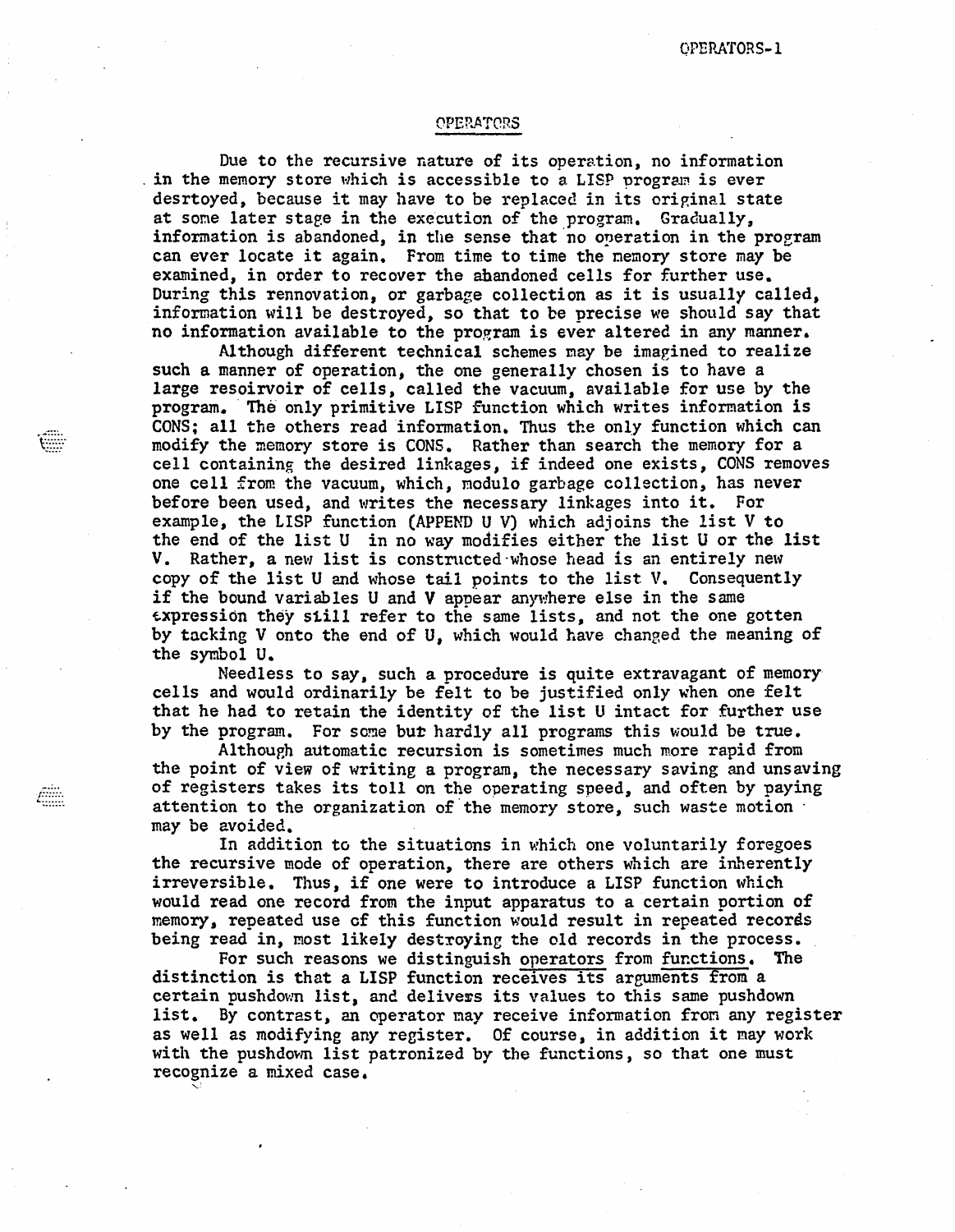## OPERATORS

Due to the recursive nature of its operation, no information in the memory store which is accessible to a LISP program is ever desrtoyed, because it may have to be replaced in its original state at some later stage in the execution of the program. Gradually, information is abandoned, in the sense that no operation in the program can ever locate it again. From time to time the memory store may be examined, in order to recover the abandoned cells for further use. During this rennovation, or garbage collection as it is usually called, information will be destroyed, so that to be precise we should say that no information available to the program is ever altered in any manner.

Although different technical schemes may be imagined to realize such a manner of operation, the one generally chosen is to have a large resoirvoir of cells, called the vacuum, available for use by the program. The only primitive LISP function which writes information is CONS; all the others read information. Thus the only function which can modify the memory store is CONS. Rather than search the memory for a cell containing the desired linkages, if indeed one exists, CONS removes one cell from the vacuum, which, modulo garbage collection, has never before been used, and writes the necessary linkages into it. For example, the LISP function (APPEND U V) which adjoins the list V to the end of the list U in no way modifies either the list U or the list V. Rather, a new list is constructed whose head is an entirely new copy of the list U and whose tail points to the list V. Consequently if the bound variables U and V appear anywhere else in the same expression they still refer to the same lists, and not the one gotten by tacking V onto the end of U, which would have changed the meaning of the symbol U.

Needless to say, such a procedure is quite extravagant of memory cells and would ordinarily be felt to be justified only when one felt that he had to retain the identity of the list U intact for further use by the program. For some but hardly all programs this would be true.

Although automatic recursion is sometimes much more rapid from the point of view of writing a program, the necessary saving and unsaving of registers takes its toll on the operating speed, and often by paying attention to the organization of the memory store, such waste motion may be avoided.

In addition to the situations in which one voluntarily foregoes the recursive mode of operation, there are others which are inherently irreversible. Thus, if one were to introduce a LISP function which would read one record from the input apparatus to a certain portion of memory, repeated use of this function would result in repeated records being read in, most likely destroying the old records in the process.

For such reasons we distinguish operators from functions. The distinction is that a LISP function receives its arguments from a certain pushdown list, and delivers its values to this same pushdown list. By contrast, an operator may receive information from any register as well as modifying any register. Of course, in addition it may work with the pushdown list patronized by the functions, so that one must recognize a mixed case.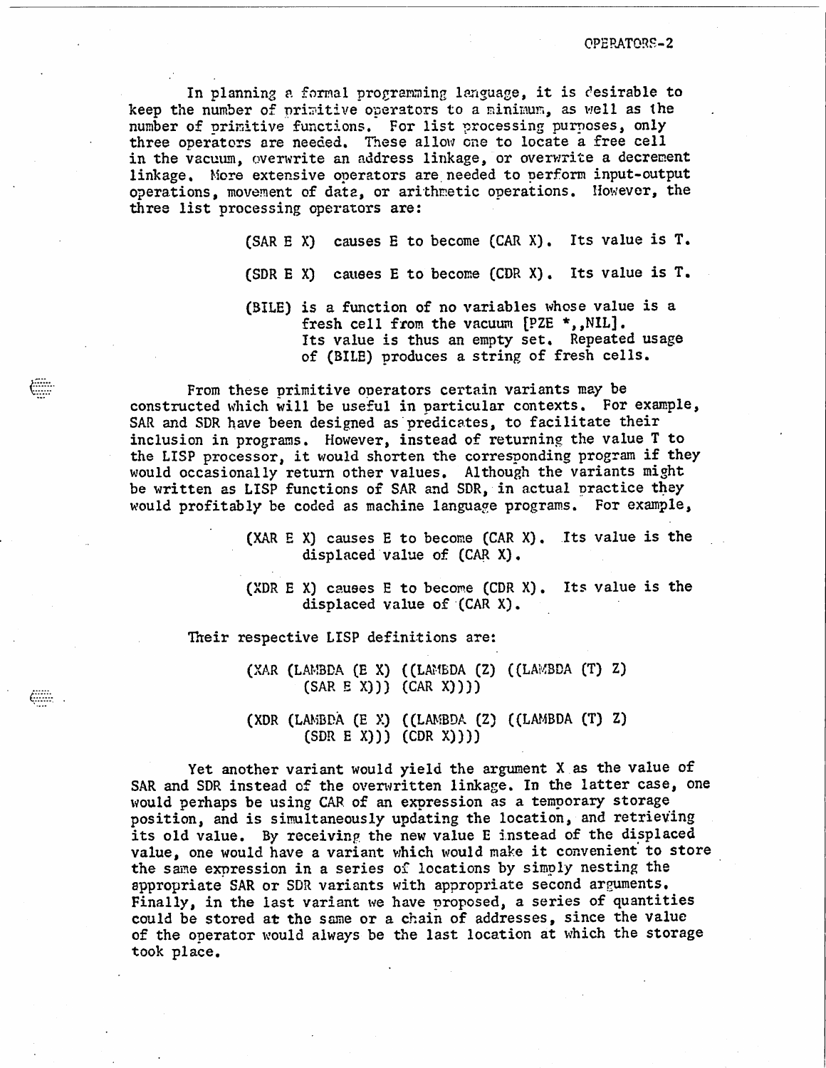In planning a formal programming language, it is desirable to keep the number of primitive operators to a minimum, as well as the number of primitive functions. For list processing purposes, only three operators are needed. These allow one to locate a free cell in the vacuum, overwrite an address linkage, or overwrite a decrement linkage. More extensive operators are needed to perform input-output operations, movement of data, or arithmetic operations. However, the three list processing operators are:

> (SAR E X) causes E to become (CAR X). Its value is T.
>
> (SDR E X) causes E to become (CDR X). Its value is T.
>
> (BILE) is a function of no variables whose value is a fresh cell from the vacuum [PZE *,,NIL]. Its value is thus an empty set. Repeated usage of (BILE) produces a string of fresh cells.

From these primitive operators certain variants may be constructed which will be useful in particular contexts. For example, SAR and SDR have been designed as predicates, to facilitate their inclusion in programs. However, instead of returning the value T to the LISP processor, it would shorten the corresponding program if they would occasionally return other values. Although the variants might be written as LISP functions of SAR and SDR, in actual practice they would profitably be coded as machine language programs. For example,

> (XAR E X) causes E to become (CAR X). Its value is the displaced value of (CAR X).
>
> (XDR E X) causes E to become (CDR X). Its value is the displaced value of (CAR X).

Their respective LISP definitions are:

```
(XAR (LAMBDA (E X) ((LAMBDA (Z) ((LAMBDA (T) Z)
      (SAR E X))) (CAR X))))

(XDR (LAMBDA (E X) ((LAMBDA (Z) ((LAMBDA (T) Z)
      (SDR E X))) (CDR X))))
```

Yet another variant would yield the argument X as the value of SAR and SDR instead of the overwritten linkage. In the latter case, one would perhaps be using CAR of an expression as a temporary storage position, and is simultaneously updating the location, and retrieving its old value. By receiving the new value E instead of the displaced value, one would have a variant which would make it convenient to store the same expression in a series of locations by simply nesting the appropriate SAR or SDR variants with appropriate second arguments. Finally, in the last variant we have proposed, a series of quantities could be stored at the same or a chain of addresses, since the value of the operator would always be the last location at which the storage took place.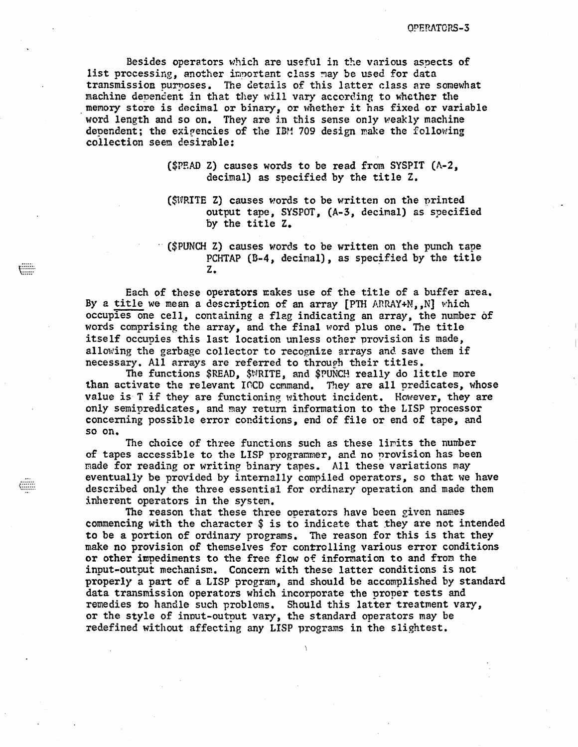Besides operators which are useful in the various aspects of list processing, another important class may be used for data transmission purposes. The details of this latter class are somewhat machine dependent in that they will vary according to whether the memory store is decimal or binary, or whether it has fixed or variable word length and so on. They are in this sense only weakly machine dependent; the exigencies of the IBM 709 design make the following collection seem desirable:

> ($READ Z) causes words to be read from SYSPIT (A-2, decimal) as specified by the title Z.
>
> ($WRITE Z) causes words to be written on the printed output tape, SYSPOT, (A-3, decimal) as specified by the title Z.
>
> ($PUNCH Z) causes words to be written on the punch tape PCHTAP (B-4, decimal), as specified by the title Z.

Each of these operators makes use of the title of a buffer area. By a <u>title</u> we mean a description of an array [PTH ARRAY+N,,N] which occupies one cell, containing a flag indicating an array, the number of words comprising the array, and the final word plus one. The title itself occupies this last location unless other provision is made, allowing the garbage collector to recognize arrays and save them if necessary. All arrays are referred to through their titles.

The functions $READ, $WRITE, and $PUNCH really do little more than activate the relevant IOCD command. They are all predicates, whose value is T if they are functioning without incident. However, they are only semipredicates, and may return information to the LISP processor concerning possible error conditions, end of file or end of tape, and so on.

The choice of three functions such as these limits the number of tapes accessible to the LISP programmer, and no provision has been made for reading or writing binary tapes. All these variations may eventually be provided by internally compiled operators, so that we have described only the three essential for ordinary operation and made them inherent operators in the system.

The reason that these three operators have been given names commencing with the character $ is to indicate that they are not intended to be a portion of ordinary programs. The reason for this is that they make no provision of themselves for controlling various error conditions or other impediments to the free flow of information to and from the input-output mechanism. Concern with these latter conditions is not properly a part of a LISP program, and should be accomplished by standard data transmission operators which incorporate the proper tests and remedies to handle such problems. Should this latter treatment vary, or the style of input-output vary, the standard operators may be redefined without affecting any LISP programs in the slightest.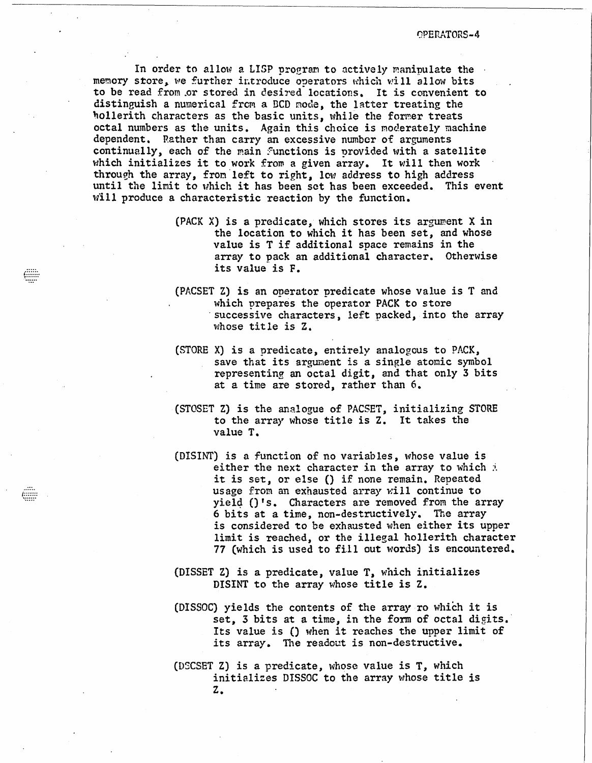In order to allow a LISP program to actively manipulate the memory store, we further introduce operators which will allow bits to be read from or stored in desired locations. It is convenient to distinguish a numerical from a BCD mode, the latter treating the hollerith characters as the basic units, while the former treats octal numbers as the units. Again this choice is moderately machine dependent. Rather than carry an excessive number of arguments continually, each of the main functions is provided with a satellite which initializes it to work from a given array. It will then work through the array, from left to right, low address to high address until the limit to which it has been set has been exceeded. This event will produce a characteristic reaction by the function.

(PACK X) is a predicate, which stores its argument X in the location to which it has been set, and whose value is T if additional space remains in the array to pack an additional character. Otherwise its value is F.

(PACSET Z) is an operator predicate whose value is T and which prepares the operator PACK to store successive characters, left packed, into the array whose title is Z.

(STORE X) is a predicate, entirely analogous to PACK, save that its argument is a single atomic symbol representing an octal digit, and that only 3 bits at a time are stored, rather than 6.

(STOSET Z) is the analogue of PACSET, initializing STORE to the array whose title is Z. It takes the value T.

(DISINT) is a function of no variables, whose value is either the next character in the array to which it is set, or else () if none remain. Repeated usage from an exhausted array will continue to yield ()'s. Characters are removed from the array 6 bits at a time, non-destructively. The array is considered to be exhausted when either its upper limit is reached, or the illegal hollerith character 77 (which is used to fill out words) is encountered.

(DISSET Z) is a predicate, value T, which initializes DISINT to the array whose title is Z.

(DISSOC) yields the contents of the array to which it is set, 3 bits at a time, in the form of octal digits. Its value is () when it reaches the upper limit of its array. The readout is non-destructive.

(DSCSET Z) is a predicate, whose value is T, which initializes DISSOC to the array whose title is Z.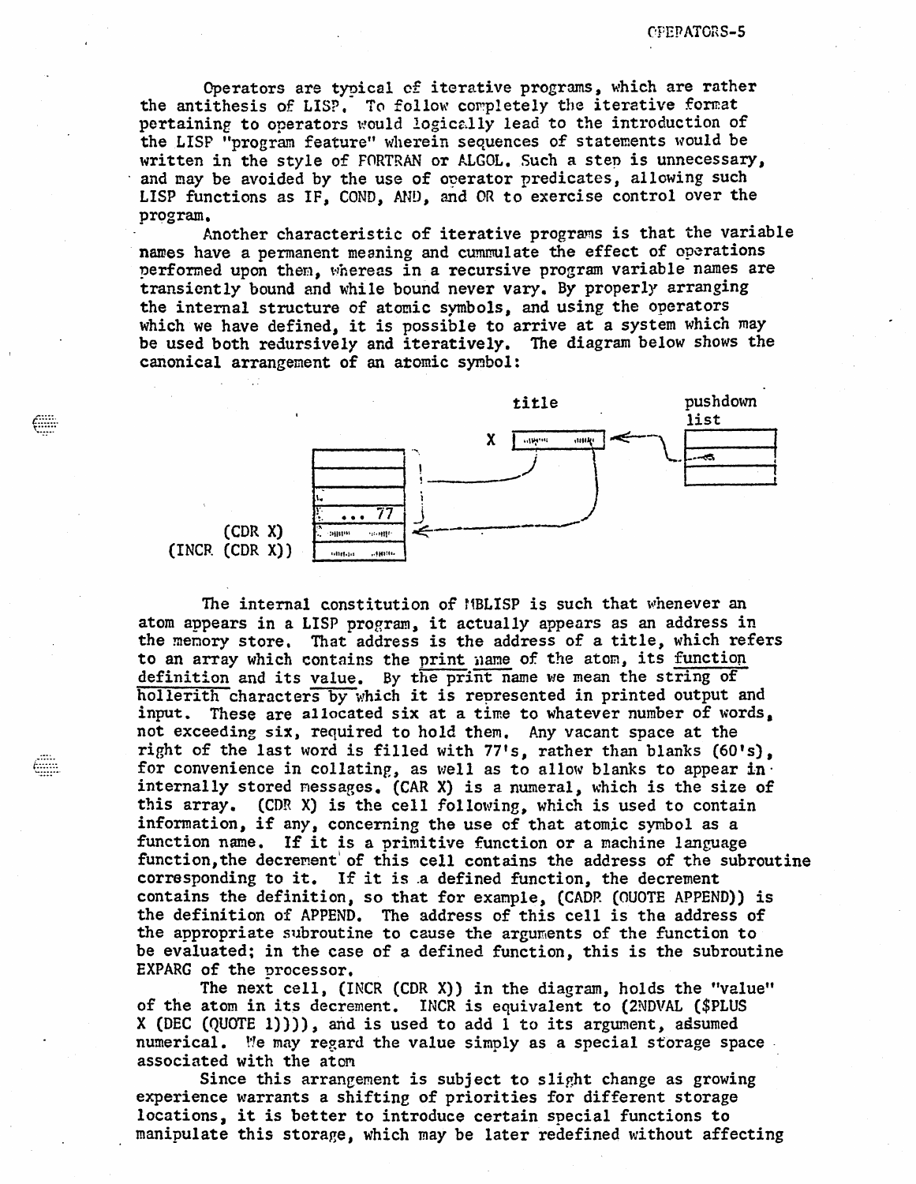Operators are typical of iterative programs, which are rather the antithesis of LISP. To follow completely the iterative format pertaining to operators would logically lead to the introduction of the LISP "program feature" wherein sequences of statements would be written in the style of FORTRAN or ALGOL. Such a step is unnecessary, and may be avoided by the use of operator predicates, allowing such LISP functions as IF, COND, AND, and OR to exercise control over the program.

Another characteristic of iterative programs is that the variable names have a permanent meaning and cummulate the effect of operations performed upon them, whereas in a recursive program variable names are transiently bound and while bound never vary. By properly arranging the internal structure of atomic symbols, and using the operators which we have defined, it is possible to arrive at a system which may be used both redursively and iteratively. The diagram below shows the canonical arrangement of an atomic symbol:

title

pushdown list

X

... 77

(CDR X)

(INCR (CDR X))

The internal constitution of MBLISP is such that whenever an atom appears in a LISP program, it actually appears as an address in the memory store. That address is the address of a title, which refers to an array which contains the print name of the atom, its function definition and its value. By the print name we mean the string of hollerith characters by which it is represented in printed output and input. These are allocated six at a time to whatever number of words, not exceeding six, required to hold them. Any vacant space at the right of the last word is filled with 77's, rather than blanks (60's), for convenience in collating, as well as to allow blanks to appear in internally stored messages. (CAR X) is a numeral, which is the size of this array. (CDR X) is the cell following, which is used to contain information, if any, concerning the use of that atomic symbol as a function name. If it is a primitive function or a machine language function, the decrement of this cell contains the address of the subroutine corresponding to it. If it is a defined function, the decrement contains the definition, so that for example, (CADR (QUOTE APPEND)) is the definition of APPEND. The address of this cell is the address of the appropriate subroutine to cause the arguments of the function to be evaluated; in the case of a defined function, this is the subroutine EXPARG of the processor.

The next cell, (INCR (CDR X)) in the diagram, holds the "value" of the atom in its decrement. INCR is equivalent to (2NDVAL ($PLUS X (DEC (QUOTE 1)))), and is used to add 1 to its argument, assumed numerical. We may regard the value simply as a special storage space associated with the atom

Since this arrangement is subject to slight change as growing experience warrants a shifting of priorities for different storage locations, it is better to introduce certain special functions to manipulate this storage, which may be later redefined without affecting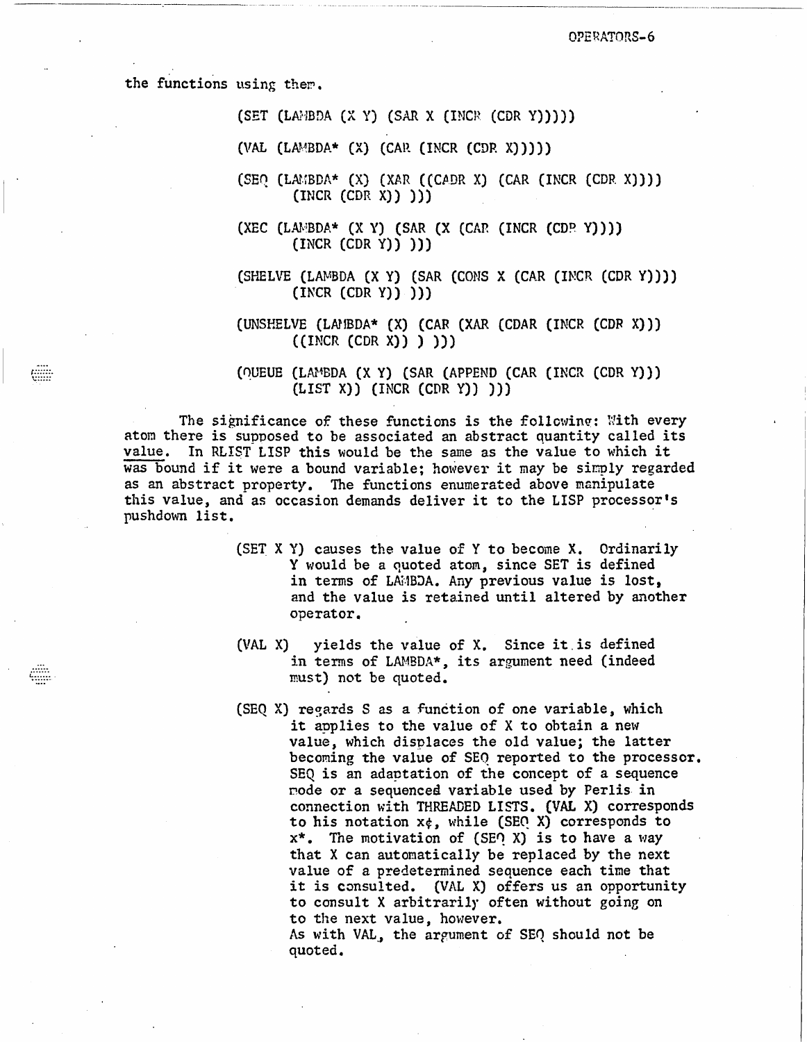the functions using them.

```
(SET (LAMBDA (X Y) (SAR X (INCR (CDR Y)))))

(VAL (LAMBDA* (X) (CAR (INCR (CDR X)))))

(SEQ (LAMBDA* (X) (XAR ((CADR X) (CAR (INCR (CDR X))))
      (INCR (CDR X)) )))

(XEC (LAMBDA* (X Y) (SAR (X (CAR (INCR (CDR Y))))
      (INCR (CDR Y)) )))

(SHELVE (LAMBDA (X Y) (SAR (CONS X (CAR (INCR (CDR Y))))
      (INCR (CDR Y)) )))

(UNSHELVE (LAMBDA* (X) (CAR (XAR (CDAR (INCR (CDR X)))
      ((INCR (CDR X)) ) )))

(QUEUE (LAMBDA (X Y) (SAR (APPEND (CAR (INCR (CDR Y)))
      (LIST X)) (INCR (CDR Y)) )))
```

The significance of these functions is the following: With every atom there is supposed to be associated an abstract quantity called its value. In RLIST LISP this would be the same as the value to which it was bound if it were a bound variable; however it may be simply regarded as an abstract property. The functions enumerated above manipulate this value, and as occasion demands deliver it to the LISP processor's pushdown list.

(SET X Y) causes the value of Y to become X. Ordinarily Y would be a quoted atom, since SET is defined in terms of LAMBDA. Any previous value is lost, and the value is retained until altered by another operator.

(VAL X) yields the value of X. Since it is defined in terms of LAMBDA*, its argument need (indeed must) not be quoted.

(SEQ X) regards S as a function of one variable, which it applies to the value of X to obtain a new value, which displaces the old value; the latter becoming the value of SEQ reported to the processor. SEQ is an adaptation of the concept of a sequence node or a sequenced variable used by Perlis in connection with THREADED LISTS. (VAL X) corresponds to his notation x¢, while (SEQ X) corresponds to x*. The motivation of (SEQ X) is to have a way that X can automatically be replaced by the next value of a predetermined sequence each time that it is consulted. (VAL X) offers us an opportunity to consult X arbitrarily often without going on to the next value, however.
As with VAL, the argument of SEQ should not be quoted.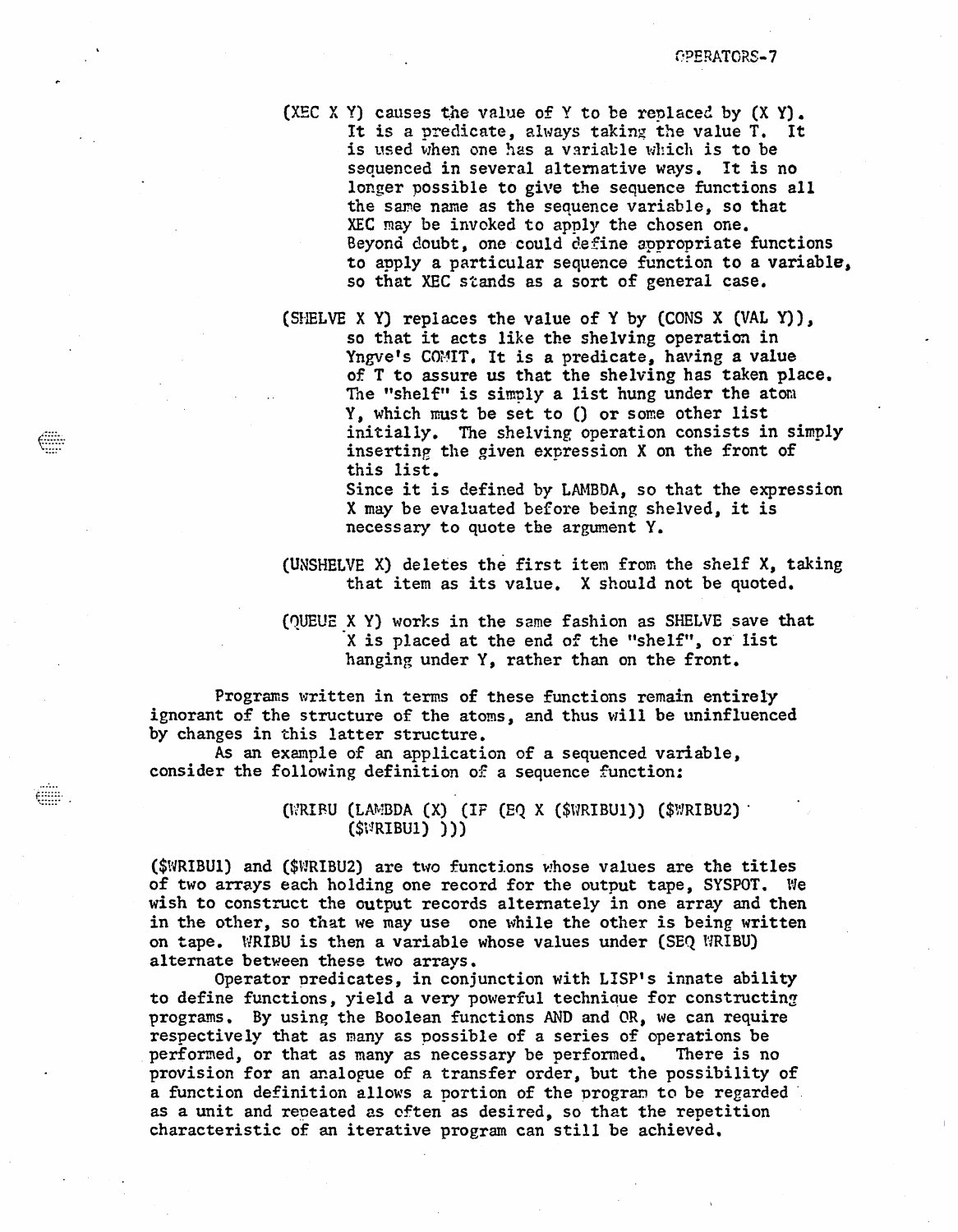(XEC X Y) causes the value of Y to be replaced by (X Y). It is a predicate, always taking the value T. It is used when one has a variable which is to be sequenced in several alternative ways. It is no longer possible to give the sequence functions all the same name as the sequence variable, so that XEC may be invoked to apply the chosen one. Beyond doubt, one could define appropriate functions to apply a particular sequence function to a variable, so that XEC stands as a sort of general case.

(SHELVE X Y) replaces the value of Y by (CONS X (VAL Y)), so that it acts like the shelving operation in Yngve's COMIT. It is a predicate, having a value of T to assure us that the shelving has taken place. The "shelf" is simply a list hung under the atom Y, which must be set to () or some other list initially. The shelving operation consists in simply inserting the given expression X on the front of this list.
Since it is defined by LAMBDA, so that the expression X may be evaluated before being shelved, it is necessary to quote the argument Y.

(UNSHELVE X) deletes the first item from the shelf X, taking that item as its value. X should not be quoted.

(QUEUE X Y) works in the same fashion as SHELVE save that X is placed at the end of the "shelf", or list hanging under Y, rather than on the front.

Programs written in terms of these functions remain entirely ignorant of the structure of the atoms, and thus will be uninfluenced by changes in this latter structure.

As an example of an application of a sequenced variable, consider the following definition of a sequence function:

```
(WRIBU (LAMBDA (X) (IF (EQ X ($WRIBU1)) ($WRIBU2)
       ($WRIBU1) )))
```

($WRIBU1) and ($WRIBU2) are two functions whose values are the titles of two arrays each holding one record for the output tape, SYSPOT. We wish to construct the output records alternately in one array and then in the other, so that we may use one while the other is being written on tape. WRIBU is then a variable whose values under (SEQ WRIBU) alternate between these two arrays.

Operator predicates, in conjunction with LISP's innate ability to define functions, yield a very powerful technique for constructing programs. By using the Boolean functions AND and OR, we can require respectively that as many as possible of a series of operations be performed, or that as many as necessary be performed. There is no provision for an analogue of a transfer order, but the possibility of a function definition allows a portion of the program to be regarded as a unit and repeated as often as desired, so that the repetition characteristic of an iterative program can still be achieved.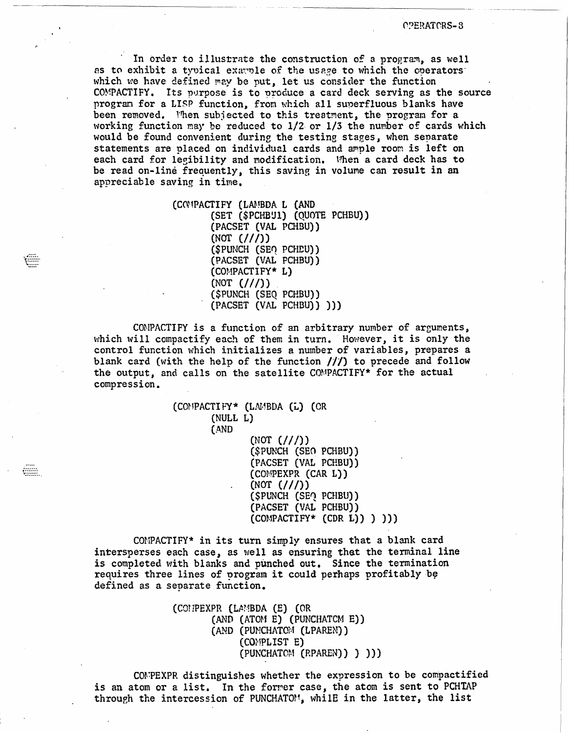In order to illustrate the construction of a program, as well as to exhibit a typical example of the usage to which the operators which we have defined may be put, let us consider the function COMPACTIFY. Its purpose is to produce a card deck serving as the source program for a LISP function, from which all superfluous blanks have been removed. When subjected to this treatment, the program for a working function may be reduced to 1/2 or 1/3 the number of cards which would be found convenient during the testing stages, when separate statements are placed on individual cards and ample room is left on each card for legibility and modification. When a card deck has to be read on-line frequently, this saving in volume can result in an appreciable saving in time.

```
(COMPACTIFY (LAMBDA L (AND
        (SET ($PCHBU1) (QUOTE PCHBU))
        (PACSET (VAL PCHBU))
        (NOT (///))
        ($PUNCH (SEQ PCHBU))
        (PACSET (VAL PCHBU))
        (COMPACTIFY* L)
        (NOT (///))
        ($PUNCH (SEQ PCHBU))
        (PACSET (VAL PCHBU)) )))
```

COMPACTIFY is a function of an arbitrary number of arguments, which will compactify each of them in turn. However, it is only the control function which initializes a number of variables, prepares a blank card (with the help of the function ///) to precede and follow the output, and calls on the satellite COMPACTIFY* for the actual compression.

```
(COMPACTIFY* (LAMBDA (L) (OR
        (NULL L)
        (AND
                (NOT (///))
                ($PUNCH (SEQ PCHBU))
                (PACSET (VAL PCHBU))
                (COMPEXPR (CAR L))
                (NOT (///))
                ($PUNCH (SEQ PCHBU))
                (PACSET (VAL PCHBU))
                (COMPACTIFY* (CDR L)) ) )))
```

COMPACTIFY* in its turn simply ensures that a blank card intersperses each case, as well as ensuring that the terminal line is completed with blanks and punched out. Since the termination requires three lines of program it could perhaps profitably be defined as a separate function.

```
(COMPEXPR (LAMBDA (E) (OR
        (AND (ATOM E) (PUNCHATOM E))
        (AND (PUNCHATOM (LPAREN))
             (COMPLIST E)
             (PUNCHATOM (RPAREN)) ) )))
```

COMPEXPR distinguishes whether the expression to be compactified is an atom or a list. In the former case, the atom is sent to PCHTAP through the intercession of PUNCHATOM, while in the latter, the list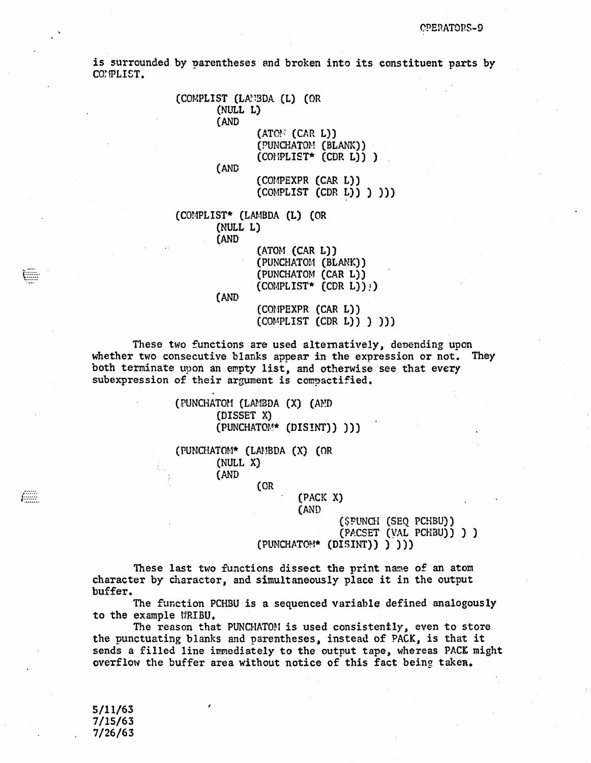is surrounded by parentheses and broken into its constituent parts by COMPLIST.

```
(COMPLIST (LAMBDA (L) (OR
      (NULL L)
      (AND
            (ATOM (CAR L))
            (PUNCHATOM (BLANK))
            (COMPLIST* (CDR L)) )
      (AND
            (COMPEXPR (CAR L))
            (COMPLIST (CDR L)) ) )))

(COMPLIST* (LAMBDA (L) (OR
      (NULL L)
      (AND
            (ATOM (CAR L))
            (PUNCHATOM (BLANK))
            (PUNCHATOM (CAR L))
            (COMPLIST* (CDR L)) )
      (AND
            (COMPEXPR (CAR L))
            (COMPLIST (CDR L)) ) )))
```

These two functions are used alternatively, depending upon whether two consecutive blanks appear in the expression or not. They both terminate upon an empty list, and otherwise see that every subexpression of their argument is compactified.

```
(PUNCHATOM (LAMBDA (X) (AND
      (DISSET X)
      (PUNCHATOM* (DISINT)) )))

(PUNCHATOM* (LAMBDA (X) (OR
      (NULL X)
      (AND
            (OR
                  (PACK X)
                  (AND
                        ($PUNCH (SEQ PCHBU))
                        (PACSET (VAL PCHBU)) ) )
            (PUNCHATOM* (DISINT)) ) )))
```

These last two functions dissect the print name of an atom character by character, and simultaneously place it in the output buffer.

The function PCHBU is a sequenced variable defined analogously to the example WRIBU.

The reason that PUNCHATOM is used consistently, even to store the punctuating blanks and parentheses, instead of PACK, is that it sends a filled line immediately to the output tape, whereas PACK might overflow the buffer area without notice of this fact being taken.

5/11/63
7/15/63
7/26/63